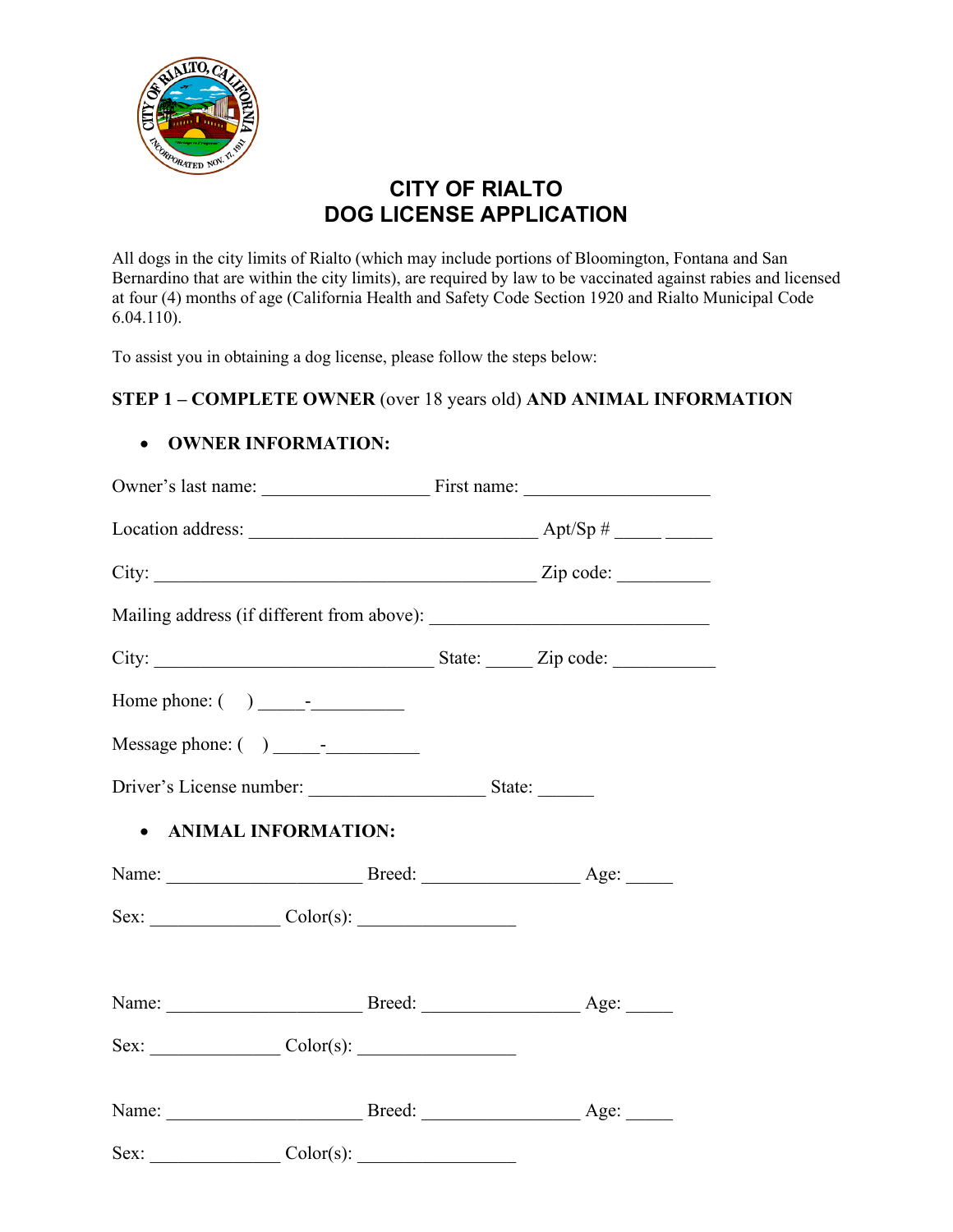# CITY OF RIALTO
# DOG LICENSE APPLICATION

All dogs in the city limits of Rialto (which may include portions of Bloomington, Fontana and San Bernardino that are within the city limits), are required by law to be vaccinated against rabies and licensed at four (4) months of age (California Health and Safety Code Section 1920 and Rialto Municipal Code 6.04.110).

To assist you in obtaining a dog license, please follow the steps below:

**STEP 1 – COMPLETE OWNER** (over 18 years old) **AND ANIMAL INFORMATION**

- **OWNER INFORMATION:**

Owner's last name: __________________ First name: ____________________

Location address: _______________________________ Apt/Sp # _____ _____

City: _________________________________________ Zip code: __________

Mailing address (if different from above): ______________________________

City: ______________________________ State: _____ Zip code: ___________

Home phone: (     ) _____-__________

Message phone: (     ) _____-__________

Driver's License number: ___________________ State: ______

- **ANIMAL INFORMATION:**

Name: _____________________ Breed: _________________ Age: _____

Sex: ______________ Color(s): _________________

Name: _____________________ Breed: _________________ Age: _____

Sex: ______________ Color(s): _________________

Name: _____________________ Breed: _________________ Age: _____

Sex: ______________ Color(s): _________________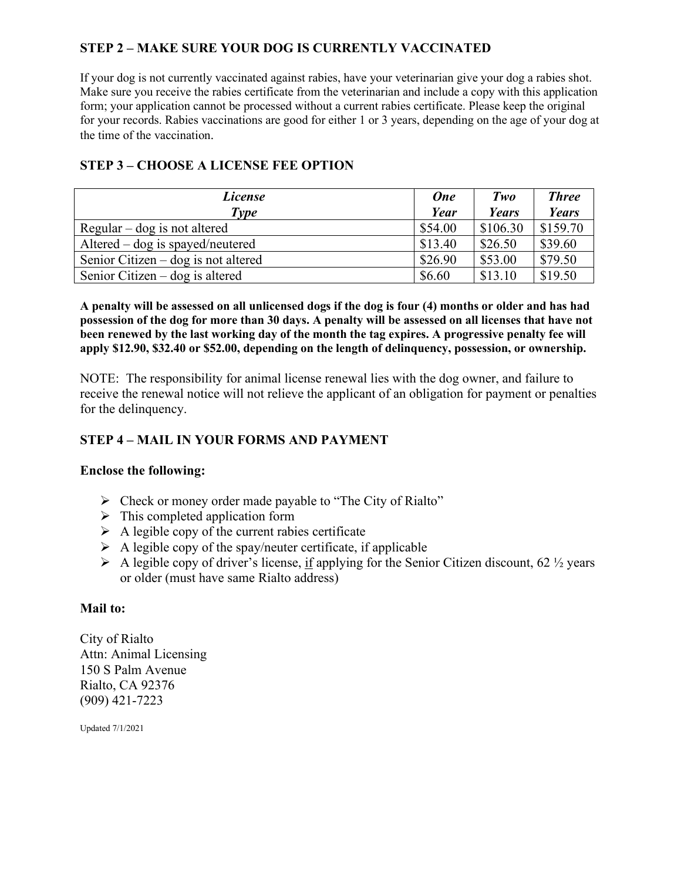## STEP 2 – MAKE SURE YOUR DOG IS CURRENTLY VACCINATED

If your dog is not currently vaccinated against rabies, have your veterinarian give your dog a rabies shot. Make sure you receive the rabies certificate from the veterinarian and include a copy with this application form; your application cannot be processed without a current rabies certificate. Please keep the original for your records. Rabies vaccinations are good for either 1 or 3 years, depending on the age of your dog at the time of the vaccination.

## STEP 3 – CHOOSE A LICENSE FEE OPTION

| ***License Type*** | ***One Year*** | ***Two Years*** | ***Three Years*** |
|---|---|---|---|
| Regular – dog is not altered | $54.00 | $106.30 | $159.70 |
| Altered – dog is spayed/neutered | $13.40 | $26.50 | $39.60 |
| Senior Citizen – dog is not altered | $26.90 | $53.00 | $79.50 |
| Senior Citizen – dog is altered | $6.60 | $13.10 | $19.50 |

**A penalty will be assessed on all unlicensed dogs if the dog is four (4) months or older and has had possession of the dog for more than 30 days. A penalty will be assessed on all licenses that have not been renewed by the last working day of the month the tag expires. A progressive penalty fee will apply $12.90, $32.40 or $52.00, depending on the length of delinquency, possession, or ownership.**

NOTE: The responsibility for animal license renewal lies with the dog owner, and failure to receive the renewal notice will not relieve the applicant of an obligation for payment or penalties for the delinquency.

## STEP 4 – MAIL IN YOUR FORMS AND PAYMENT

**Enclose the following:**

- Check or money order made payable to "The City of Rialto"
- This completed application form
- A legible copy of the current rabies certificate
- A legible copy of the spay/neuter certificate, if applicable
- A legible copy of driver's license, <u>if</u> applying for the Senior Citizen discount, 62 ½ years or older (must have same Rialto address)

**Mail to:**

City of Rialto
Attn: Animal Licensing
150 S Palm Avenue
Rialto, CA 92376
(909) 421-7223

Updated 7/1/2021